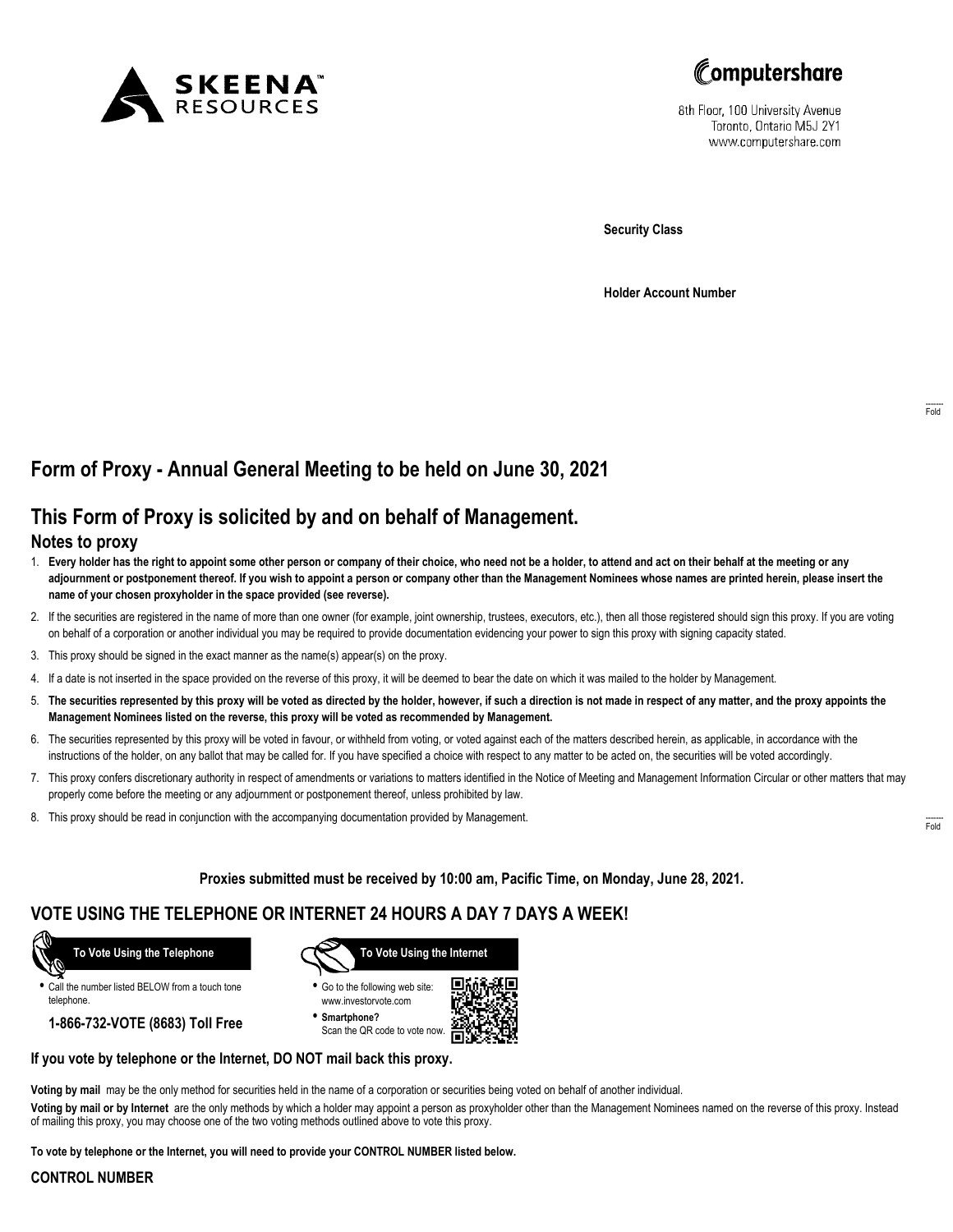SKEENA RESOURCES

Computershare

8th Floor, 100 University Avenue
Toronto, Ontario M5J 2Y1
www.computershare.com

**Security Class**

**Holder Account Number**

Fold

# Form of Proxy - Annual General Meeting to be held on June 30, 2021

## This Form of Proxy is solicited by and on behalf of Management.

### Notes to proxy

1. **Every holder has the right to appoint some other person or company of their choice, who need not be a holder, to attend and act on their behalf at the meeting or any adjournment or postponement thereof. If you wish to appoint a person or company other than the Management Nominees whose names are printed herein, please insert the name of your chosen proxyholder in the space provided (see reverse).**
2. If the securities are registered in the name of more than one owner (for example, joint ownership, trustees, executors, etc.), then all those registered should sign this proxy. If you are voting on behalf of a corporation or another individual you may be required to provide documentation evidencing your power to sign this proxy with signing capacity stated.
3. This proxy should be signed in the exact manner as the name(s) appear(s) on the proxy.
4. If a date is not inserted in the space provided on the reverse of this proxy, it will be deemed to bear the date on which it was mailed to the holder by Management.
5. **The securities represented by this proxy will be voted as directed by the holder, however, if such a direction is not made in respect of any matter, and the proxy appoints the Management Nominees listed on the reverse, this proxy will be voted as recommended by Management.**
6. The securities represented by this proxy will be voted in favour, or withheld from voting, or voted against each of the matters described herein, as applicable, in accordance with the instructions of the holder, on any ballot that may be called for. If you have specified a choice with respect to any matter to be acted on, the securities will be voted accordingly.
7. This proxy confers discretionary authority in respect of amendments or variations to matters identified in the Notice of Meeting and Management Information Circular or other matters that may properly come before the meeting or any adjournment or postponement thereof, unless prohibited by law.
8. This proxy should be read in conjunction with the accompanying documentation provided by Management.

Fold

**Proxies submitted must be received by 10:00 am, Pacific Time, on Monday, June 28, 2021.**

## VOTE USING THE TELEPHONE OR INTERNET 24 HOURS A DAY 7 DAYS A WEEK!

**To Vote Using the Telephone**

- Call the number listed BELOW from a touch tone telephone.

**1-866-732-VOTE (8683) Toll Free**

**To Vote Using the Internet**

- Go to the following web site: www.investorvote.com
- **Smartphone?** Scan the QR code to vote now.

**If you vote by telephone or the Internet, DO NOT mail back this proxy.**

**Voting by mail** may be the only method for securities held in the name of a corporation or securities being voted on behalf of another individual.

**Voting by mail or by Internet** are the only methods by which a holder may appoint a person as proxyholder other than the Management Nominees named on the reverse of this proxy. Instead of mailing this proxy, you may choose one of the two voting methods outlined above to vote this proxy.

**To vote by telephone or the Internet, you will need to provide your CONTROL NUMBER listed below.**

**CONTROL NUMBER**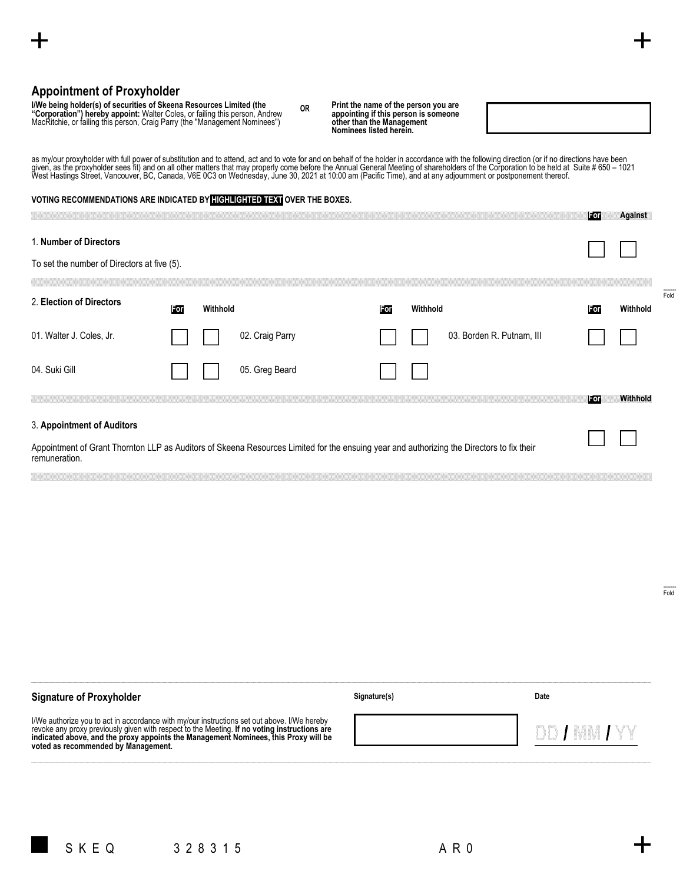## Appointment of Proxyholder

**I/We being holder(s) of securities of Skeena Resources Limited (the "Corporation") hereby appoint:** Walter Coles, or failing this person, Andrew MacRitchie, or failing this person, Craig Parry (the "Management Nominees")

**OR**

**Print the name of the person you are appointing if this person is someone other than the Management Nominees listed herein.**

as my/our proxyholder with full power of substitution and to attend, act and to vote for and on behalf of the holder in accordance with the following direction (or if no directions have been given, as the proxyholder sees fit) and on all other matters that may properly come before the Annual General Meeting of shareholders of the Corporation to be held at Suite # 650 – 1021 West Hastings Street, Vancouver, BC, Canada, V6E 0C3 on Wednesday, June 30, 2021 at 10:00 am (Pacific Time), and at any adjournment or postponement thereof.

**VOTING RECOMMENDATIONS ARE INDICATED BY HIGHLIGHTED TEXT OVER THE BOXES.**

| | For | Against |
|---|---|---|
| 1. **Number of Directors** <br> To set the number of Directors at five (5). | ☐ | ☐ |

2. **Election of Directors**

| | For | Withhold | | For | Withhold | | For | Withhold |
|---|---|---|---|---|---|---|---|---|
| 01. Walter J. Coles, Jr. | ☐ | ☐ | 02. Craig Parry | ☐ | ☐ | 03. Borden R. Putnam, III | ☐ | ☐ |
| 04. Suki Gill | ☐ | ☐ | 05. Greg Beard | ☐ | ☐ | | | |

| | For | Withhold |
|---|---|---|
| 3. **Appointment of Auditors** <br> Appointment of Grant Thornton LLP as Auditors of Skeena Resources Limited for the ensuing year and authorizing the Directors to fix their remuneration. | ☐ | ☐ |

### Signature of Proxyholder

I/We authorize you to act in accordance with my/our instructions set out above. I/We hereby revoke any proxy previously given with respect to the Meeting. **If no voting instructions are indicated above, and the proxy appoints the Management Nominees, this Proxy will be voted as recommended by Management.**

**Signature(s)**

**Date**

DD / MM / YY

SKEQ 328315 AR0